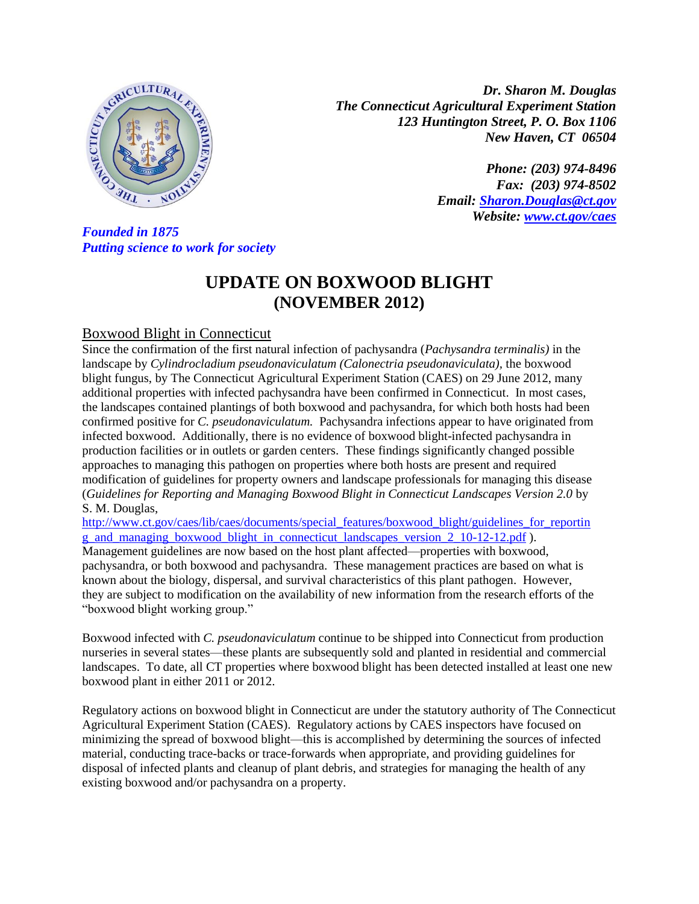*Dr. Sharon M. Douglas*
*The Connecticut Agricultural Experiment Station*
*123 Huntington Street, P. O. Box 1106*
*New Haven, CT 06504*

*Phone: (203) 974-8496*
*Fax: (203) 974-8502*
*Email: [Sharon.Douglas@ct.gov](mailto:Sharon.Douglas@ct.gov)*
*Website: [www.ct.gov/caes](http://www.ct.gov/caes)*

*Founded in 1875*
*Putting science to work for society*

# UPDATE ON BOXWOOD BLIGHT (NOVEMBER 2012)

## Boxwood Blight in Connecticut

Since the confirmation of the first natural infection of pachysandra (*Pachysandra terminalis)* in the landscape by *Cylindrocladium pseudonaviculatum (Calonectria pseudonaviculata),* the boxwood blight fungus, by The Connecticut Agricultural Experiment Station (CAES) on 29 June 2012, many additional properties with infected pachysandra have been confirmed in Connecticut. In most cases, the landscapes contained plantings of both boxwood and pachysandra, for which both hosts had been confirmed positive for *C. pseudonaviculatum.* Pachysandra infections appear to have originated from infected boxwood. Additionally, there is no evidence of boxwood blight-infected pachysandra in production facilities or in outlets or garden centers. These findings significantly changed possible approaches to managing this pathogen on properties where both hosts are present and required modification of guidelines for property owners and landscape professionals for managing this disease (*Guidelines for Reporting and Managing Boxwood Blight in Connecticut Landscapes Version 2.0* by S. M. Douglas, [http://www.ct.gov/caes/lib/caes/documents/special_features/boxwood_blight/guidelines_for_reporting_and_managing_boxwood_blight_in_connecticut_landscapes_version_2_10-12-12.pdf](http://www.ct.gov/caes/lib/caes/documents/special_features/boxwood_blight/guidelines_for_reporting_and_managing_boxwood_blight_in_connecticut_landscapes_version_2_10-12-12.pdf) ). Management guidelines are now based on the host plant affected—properties with boxwood, pachysandra, or both boxwood and pachysandra. These management practices are based on what is known about the biology, dispersal, and survival characteristics of this plant pathogen. However, they are subject to modification on the availability of new information from the research efforts of the "boxwood blight working group."

Boxwood infected with *C. pseudonaviculatum* continue to be shipped into Connecticut from production nurseries in several states—these plants are subsequently sold and planted in residential and commercial landscapes. To date, all CT properties where boxwood blight has been detected installed at least one new boxwood plant in either 2011 or 2012.

Regulatory actions on boxwood blight in Connecticut are under the statutory authority of The Connecticut Agricultural Experiment Station (CAES). Regulatory actions by CAES inspectors have focused on minimizing the spread of boxwood blight—this is accomplished by determining the sources of infected material, conducting trace-backs or trace-forwards when appropriate, and providing guidelines for disposal of infected plants and cleanup of plant debris, and strategies for managing the health of any existing boxwood and/or pachysandra on a property.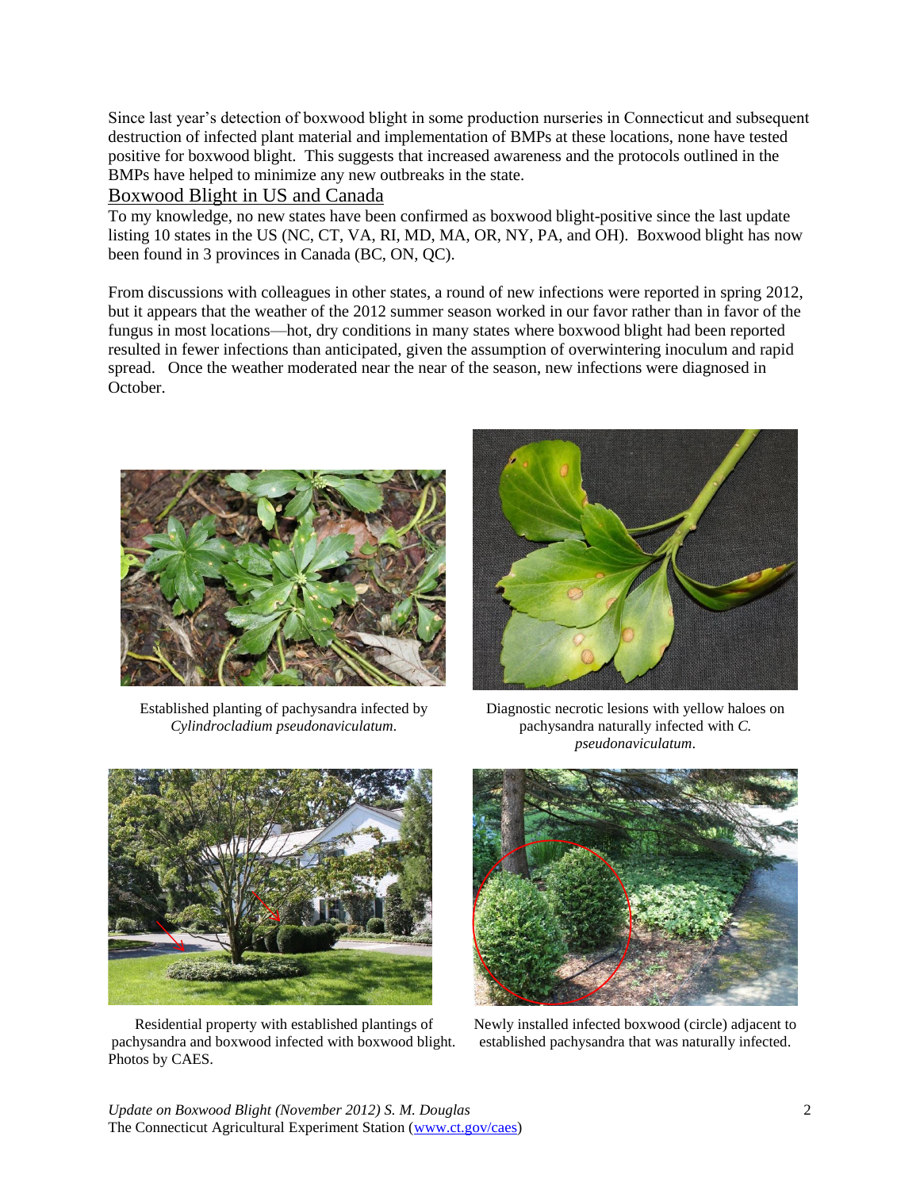Since last year's detection of boxwood blight in some production nurseries in Connecticut and subsequent destruction of infected plant material and implementation of BMPs at these locations, none have tested positive for boxwood blight. This suggests that increased awareness and the protocols outlined in the BMPs have helped to minimize any new outbreaks in the state.

## Boxwood Blight in US and Canada

To my knowledge, no new states have been confirmed as boxwood blight-positive since the last update listing 10 states in the US (NC, CT, VA, RI, MD, MA, OR, NY, PA, and OH). Boxwood blight has now been found in 3 provinces in Canada (BC, ON, QC).

From discussions with colleagues in other states, a round of new infections were reported in spring 2012, but it appears that the weather of the 2012 summer season worked in our favor rather than in favor of the fungus in most locations—hot, dry conditions in many states where boxwood blight had been reported resulted in fewer infections than anticipated, given the assumption of overwintering inoculum and rapid spread. Once the weather moderated near the near of the season, new infections were diagnosed in October.

Established planting of pachysandra infected by *Cylindrocladium pseudonaviculatum*.

Diagnostic necrotic lesions with yellow haloes on pachysandra naturally infected with *C. pseudonaviculatum*.

Residential property with established plantings of pachysandra and boxwood infected with boxwood blight. Photos by CAES.

Newly installed infected boxwood (circle) adjacent to established pachysandra that was naturally infected.